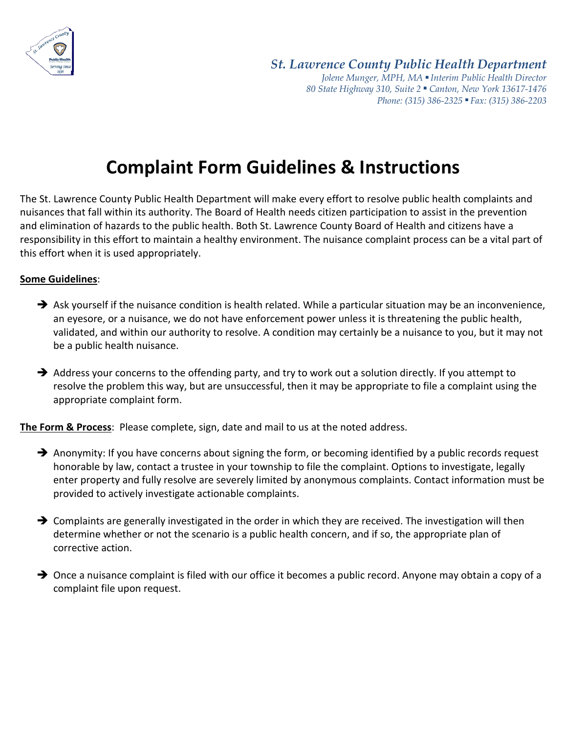*St. Lawrence County Public Health Department*
*Jolene Munger, MPH, MA ▪ Interim Public Health Director*
*80 State Highway 310, Suite 2 ▪ Canton, New York 13617-1476*
*Phone: (315) 386-2325 ▪ Fax: (315) 386-2203*

# Complaint Form Guidelines & Instructions

The St. Lawrence County Public Health Department will make every effort to resolve public health complaints and nuisances that fall within its authority. The Board of Health needs citizen participation to assist in the prevention and elimination of hazards to the public health. Both St. Lawrence County Board of Health and citizens have a responsibility in this effort to maintain a healthy environment. The nuisance complaint process can be a vital part of this effort when it is used appropriately.

**Some Guidelines**:

- ➔ Ask yourself if the nuisance condition is health related. While a particular situation may be an inconvenience, an eyesore, or a nuisance, we do not have enforcement power unless it is threatening the public health, validated, and within our authority to resolve. A condition may certainly be a nuisance to you, but it may not be a public health nuisance.
- ➔ Address your concerns to the offending party, and try to work out a solution directly. If you attempt to resolve the problem this way, but are unsuccessful, then it may be appropriate to file a complaint using the appropriate complaint form.

**The Form & Process**: Please complete, sign, date and mail to us at the noted address.

- ➔ Anonymity: If you have concerns about signing the form, or becoming identified by a public records request honorable by law, contact a trustee in your township to file the complaint. Options to investigate, legally enter property and fully resolve are severely limited by anonymous complaints. Contact information must be provided to actively investigate actionable complaints.
- ➔ Complaints are generally investigated in the order in which they are received. The investigation will then determine whether or not the scenario is a public health concern, and if so, the appropriate plan of corrective action.
- ➔ Once a nuisance complaint is filed with our office it becomes a public record. Anyone may obtain a copy of a complaint file upon request.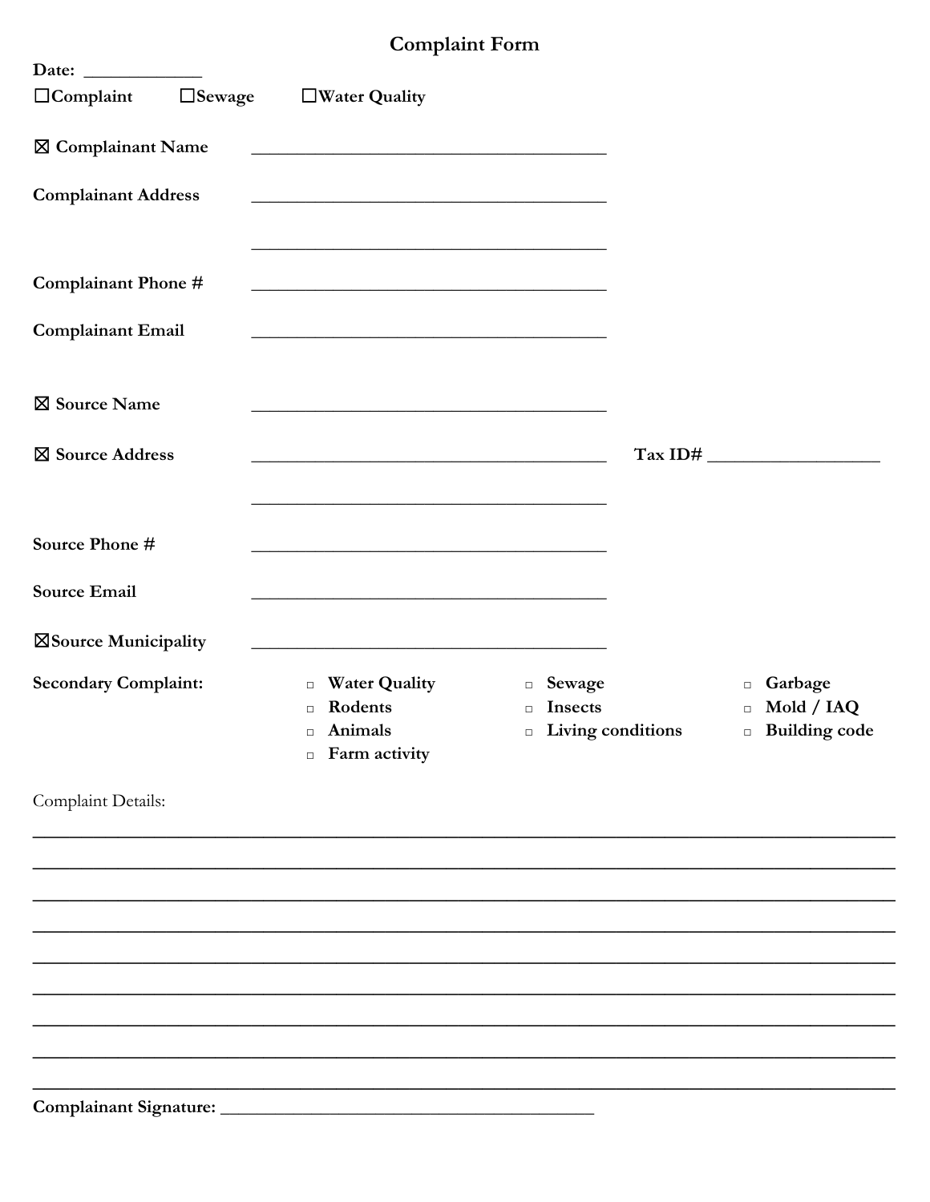# Complaint Form

**Date:** ____________

☐**Complaint** ☐**Sewage** ☐**Water Quality**

☒ **Complainant Name** ______________________________________

**Complainant Address** ______________________________________

______________________________________

**Complainant Phone #** ______________________________________

**Complainant Email** ______________________________________

☒ **Source Name** ______________________________________

☒ **Source Address** ______________________________________ **Tax ID#** __________________

______________________________________

**Source Phone #** ______________________________________

**Source Email** ______________________________________

☒**Source Municipality** ______________________________________

**Secondary Complaint:**

- ▫ **Water Quality**
- ▫ **Rodents**
- ▫ **Animals**
- ▫ **Farm activity**
- ▫ **Sewage**
- ▫ **Insects**
- ▫ **Living conditions**
- ▫ **Garbage**
- ▫ **Mold / IAQ**
- ▫ **Building code**

Complaint Details:

______________________________________________________________________________

______________________________________________________________________________

______________________________________________________________________________

______________________________________________________________________________

______________________________________________________________________________

______________________________________________________________________________

______________________________________________________________________________

______________________________________________________________________________

______________________________________________________________________________

**Complainant Signature:** ________________________________________